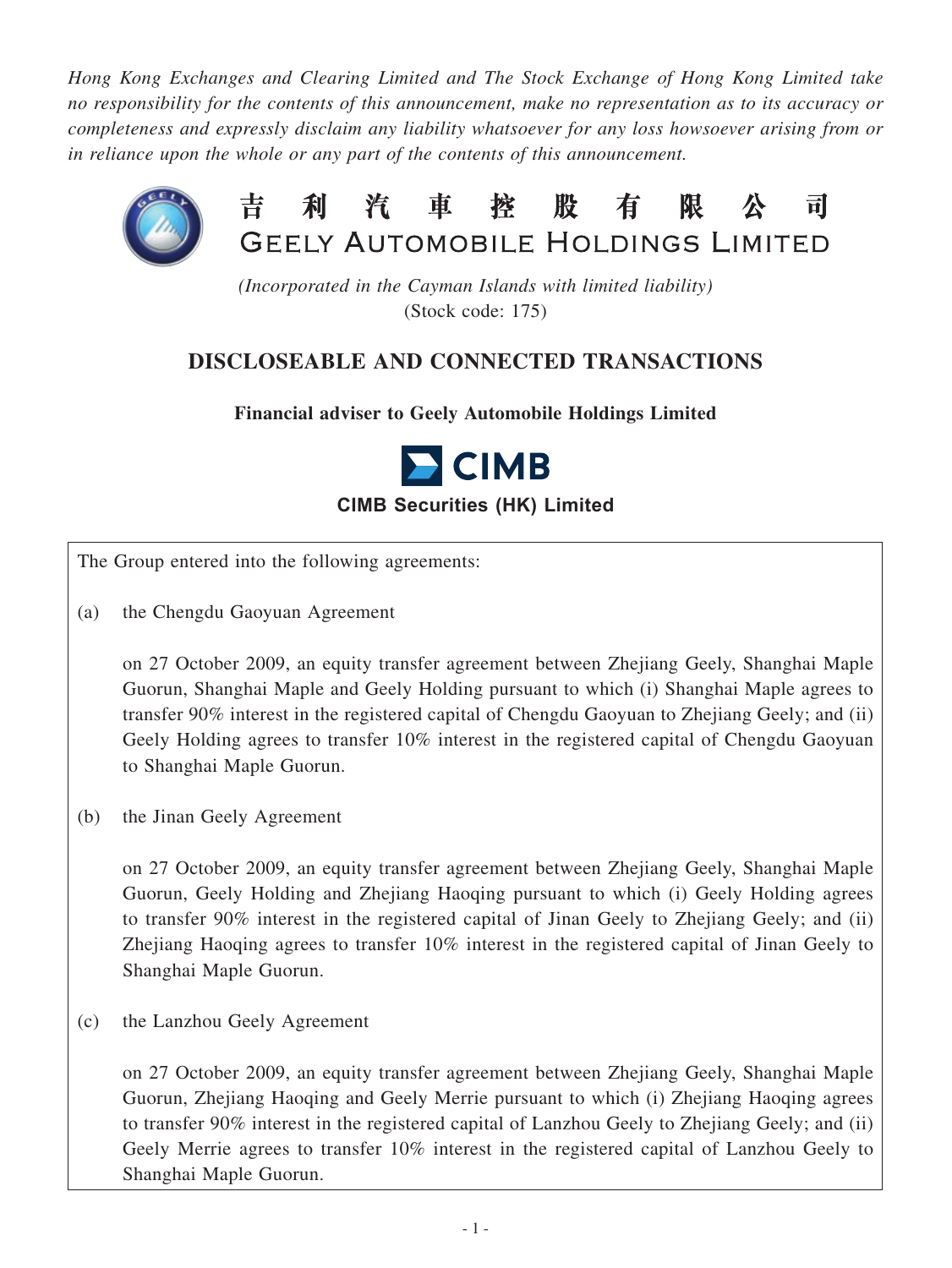*Hong Kong Exchanges and Clearing Limited and The Stock Exchange of Hong Kong Limited take no responsibility for the contents of this announcement, make no representation as to its accuracy or completeness and expressly disclaim any liability whatsoever for any loss howsoever arising from or in reliance upon the whole or any part of the contents of this announcement.*

# 吉利汽車控股有限公司
# GEELY AUTOMOBILE HOLDINGS LIMITED

*(Incorporated in the Cayman Islands with limited liability)*
(Stock code: 175)

## DISCLOSEABLE AND CONNECTED TRANSACTIONS

**Financial adviser to Geely Automobile Holdings Limited**

**CIMB Securities (HK) Limited**

The Group entered into the following agreements:

(a) the Chengdu Gaoyuan Agreement

on 27 October 2009, an equity transfer agreement between Zhejiang Geely, Shanghai Maple Guorun, Shanghai Maple and Geely Holding pursuant to which (i) Shanghai Maple agrees to transfer 90% interest in the registered capital of Chengdu Gaoyuan to Zhejiang Geely; and (ii) Geely Holding agrees to transfer 10% interest in the registered capital of Chengdu Gaoyuan to Shanghai Maple Guorun.

(b) the Jinan Geely Agreement

on 27 October 2009, an equity transfer agreement between Zhejiang Geely, Shanghai Maple Guorun, Geely Holding and Zhejiang Haoqing pursuant to which (i) Geely Holding agrees to transfer 90% interest in the registered capital of Jinan Geely to Zhejiang Geely; and (ii) Zhejiang Haoqing agrees to transfer 10% interest in the registered capital of Jinan Geely to Shanghai Maple Guorun.

(c) the Lanzhou Geely Agreement

on 27 October 2009, an equity transfer agreement between Zhejiang Geely, Shanghai Maple Guorun, Zhejiang Haoqing and Geely Merrie pursuant to which (i) Zhejiang Haoqing agrees to transfer 90% interest in the registered capital of Lanzhou Geely to Zhejiang Geely; and (ii) Geely Merrie agrees to transfer 10% interest in the registered capital of Lanzhou Geely to Shanghai Maple Guorun.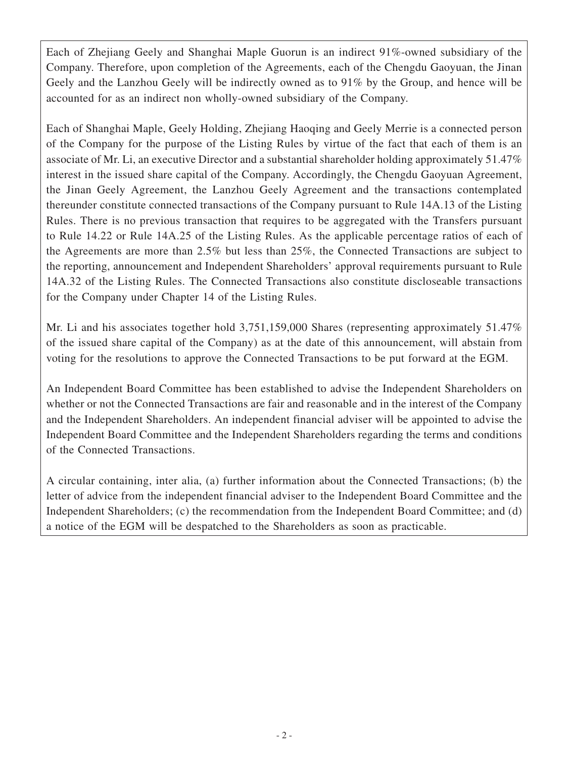Each of Zhejiang Geely and Shanghai Maple Guorun is an indirect 91%-owned subsidiary of the Company. Therefore, upon completion of the Agreements, each of the Chengdu Gaoyuan, the Jinan Geely and the Lanzhou Geely will be indirectly owned as to 91% by the Group, and hence will be accounted for as an indirect non wholly-owned subsidiary of the Company.

Each of Shanghai Maple, Geely Holding, Zhejiang Haoqing and Geely Merrie is a connected person of the Company for the purpose of the Listing Rules by virtue of the fact that each of them is an associate of Mr. Li, an executive Director and a substantial shareholder holding approximately 51.47% interest in the issued share capital of the Company. Accordingly, the Chengdu Gaoyuan Agreement, the Jinan Geely Agreement, the Lanzhou Geely Agreement and the transactions contemplated thereunder constitute connected transactions of the Company pursuant to Rule 14A.13 of the Listing Rules. There is no previous transaction that requires to be aggregated with the Transfers pursuant to Rule 14.22 or Rule 14A.25 of the Listing Rules. As the applicable percentage ratios of each of the Agreements are more than 2.5% but less than 25%, the Connected Transactions are subject to the reporting, announcement and Independent Shareholders' approval requirements pursuant to Rule 14A.32 of the Listing Rules. The Connected Transactions also constitute discloseable transactions for the Company under Chapter 14 of the Listing Rules.

Mr. Li and his associates together hold 3,751,159,000 Shares (representing approximately 51.47% of the issued share capital of the Company) as at the date of this announcement, will abstain from voting for the resolutions to approve the Connected Transactions to be put forward at the EGM.

An Independent Board Committee has been established to advise the Independent Shareholders on whether or not the Connected Transactions are fair and reasonable and in the interest of the Company and the Independent Shareholders. An independent financial adviser will be appointed to advise the Independent Board Committee and the Independent Shareholders regarding the terms and conditions of the Connected Transactions.

A circular containing, inter alia, (a) further information about the Connected Transactions; (b) the letter of advice from the independent financial adviser to the Independent Board Committee and the Independent Shareholders; (c) the recommendation from the Independent Board Committee; and (d) a notice of the EGM will be despatched to the Shareholders as soon as practicable.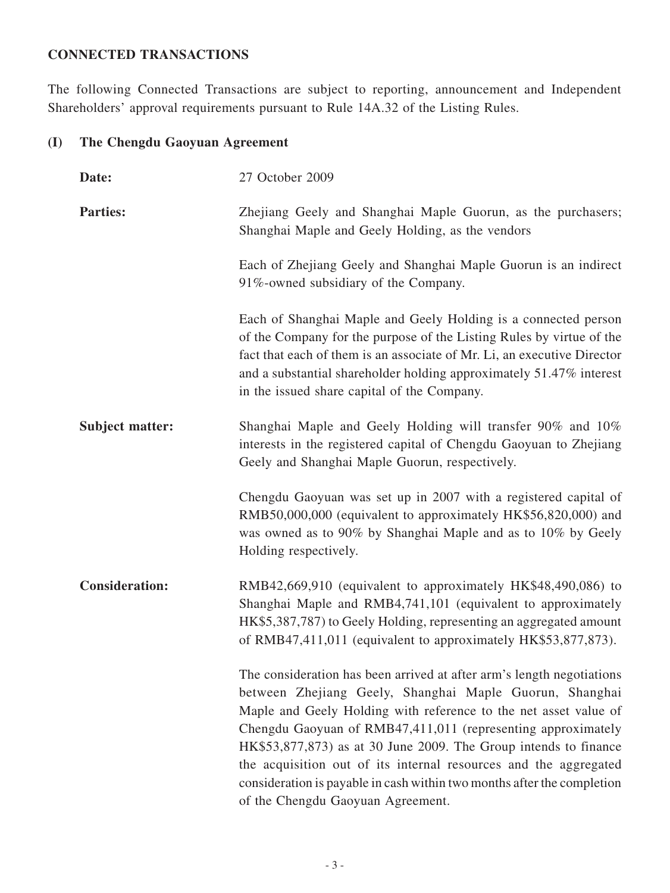## CONNECTED TRANSACTIONS

The following Connected Transactions are subject to reporting, announcement and Independent Shareholders' approval requirements pursuant to Rule 14A.32 of the Listing Rules.

### (I) The Chengdu Gaoyuan Agreement

**Date:** 27 October 2009

**Parties:** Zhejiang Geely and Shanghai Maple Guorun, as the purchasers; Shanghai Maple and Geely Holding, as the vendors

Each of Zhejiang Geely and Shanghai Maple Guorun is an indirect 91%-owned subsidiary of the Company.

Each of Shanghai Maple and Geely Holding is a connected person of the Company for the purpose of the Listing Rules by virtue of the fact that each of them is an associate of Mr. Li, an executive Director and a substantial shareholder holding approximately 51.47% interest in the issued share capital of the Company.

**Subject matter:** Shanghai Maple and Geely Holding will transfer 90% and 10% interests in the registered capital of Chengdu Gaoyuan to Zhejiang Geely and Shanghai Maple Guorun, respectively.

Chengdu Gaoyuan was set up in 2007 with a registered capital of RMB50,000,000 (equivalent to approximately HK$56,820,000) and was owned as to 90% by Shanghai Maple and as to 10% by Geely Holding respectively.

**Consideration:** RMB42,669,910 (equivalent to approximately HK$48,490,086) to Shanghai Maple and RMB4,741,101 (equivalent to approximately HK$5,387,787) to Geely Holding, representing an aggregated amount of RMB47,411,011 (equivalent to approximately HK$53,877,873).

The consideration has been arrived at after arm's length negotiations between Zhejiang Geely, Shanghai Maple Guorun, Shanghai Maple and Geely Holding with reference to the net asset value of Chengdu Gaoyuan of RMB47,411,011 (representing approximately HK$53,877,873) as at 30 June 2009. The Group intends to finance the acquisition out of its internal resources and the aggregated consideration is payable in cash within two months after the completion of the Chengdu Gaoyuan Agreement.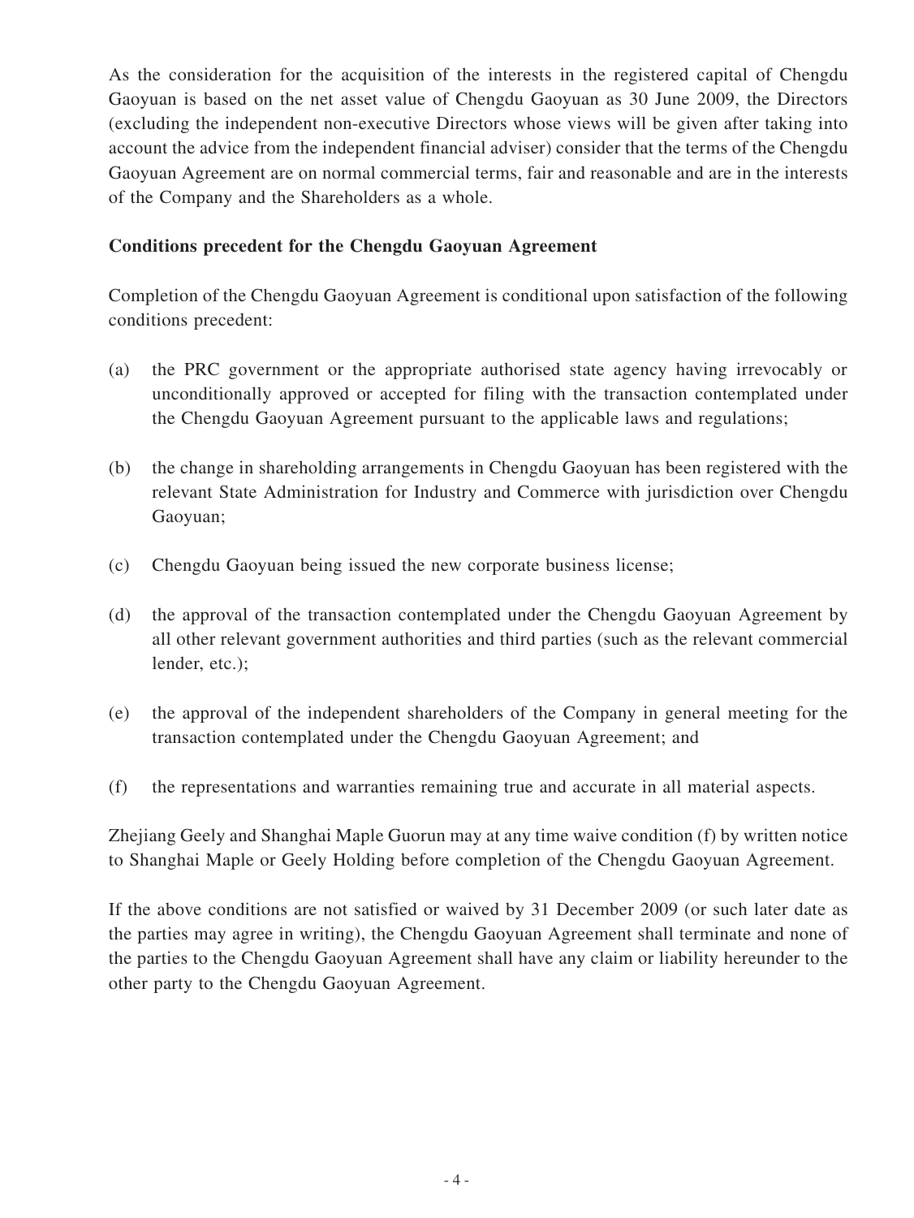As the consideration for the acquisition of the interests in the registered capital of Chengdu Gaoyuan is based on the net asset value of Chengdu Gaoyuan as 30 June 2009, the Directors (excluding the independent non-executive Directors whose views will be given after taking into account the advice from the independent financial adviser) consider that the terms of the Chengdu Gaoyuan Agreement are on normal commercial terms, fair and reasonable and are in the interests of the Company and the Shareholders as a whole.

**Conditions precedent for the Chengdu Gaoyuan Agreement**

Completion of the Chengdu Gaoyuan Agreement is conditional upon satisfaction of the following conditions precedent:

(a) the PRC government or the appropriate authorised state agency having irrevocably or unconditionally approved or accepted for filing with the transaction contemplated under the Chengdu Gaoyuan Agreement pursuant to the applicable laws and regulations;

(b) the change in shareholding arrangements in Chengdu Gaoyuan has been registered with the relevant State Administration for Industry and Commerce with jurisdiction over Chengdu Gaoyuan;

(c) Chengdu Gaoyuan being issued the new corporate business license;

(d) the approval of the transaction contemplated under the Chengdu Gaoyuan Agreement by all other relevant government authorities and third parties (such as the relevant commercial lender, etc.);

(e) the approval of the independent shareholders of the Company in general meeting for the transaction contemplated under the Chengdu Gaoyuan Agreement; and

(f) the representations and warranties remaining true and accurate in all material aspects.

Zhejiang Geely and Shanghai Maple Guorun may at any time waive condition (f) by written notice to Shanghai Maple or Geely Holding before completion of the Chengdu Gaoyuan Agreement.

If the above conditions are not satisfied or waived by 31 December 2009 (or such later date as the parties may agree in writing), the Chengdu Gaoyuan Agreement shall terminate and none of the parties to the Chengdu Gaoyuan Agreement shall have any claim or liability hereunder to the other party to the Chengdu Gaoyuan Agreement.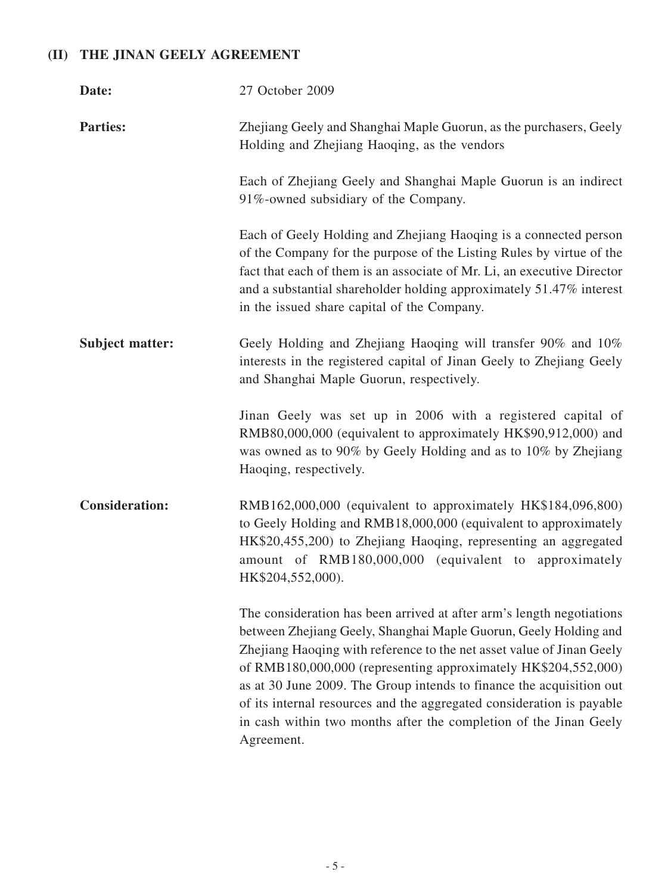## (II) THE JINAN GEELY AGREEMENT

**Date:** 27 October 2009

**Parties:** Zhejiang Geely and Shanghai Maple Guorun, as the purchasers, Geely Holding and Zhejiang Haoqing, as the vendors

Each of Zhejiang Geely and Shanghai Maple Guorun is an indirect 91%-owned subsidiary of the Company.

Each of Geely Holding and Zhejiang Haoqing is a connected person of the Company for the purpose of the Listing Rules by virtue of the fact that each of them is an associate of Mr. Li, an executive Director and a substantial shareholder holding approximately 51.47% interest in the issued share capital of the Company.

**Subject matter:** Geely Holding and Zhejiang Haoqing will transfer 90% and 10% interests in the registered capital of Jinan Geely to Zhejiang Geely and Shanghai Maple Guorun, respectively.

Jinan Geely was set up in 2006 with a registered capital of RMB80,000,000 (equivalent to approximately HK$90,912,000) and was owned as to 90% by Geely Holding and as to 10% by Zhejiang Haoqing, respectively.

**Consideration:** RMB162,000,000 (equivalent to approximately HK$184,096,800) to Geely Holding and RMB18,000,000 (equivalent to approximately HK$20,455,200) to Zhejiang Haoqing, representing an aggregated amount of RMB180,000,000 (equivalent to approximately HK$204,552,000).

The consideration has been arrived at after arm's length negotiations between Zhejiang Geely, Shanghai Maple Guorun, Geely Holding and Zhejiang Haoqing with reference to the net asset value of Jinan Geely of RMB180,000,000 (representing approximately HK$204,552,000) as at 30 June 2009. The Group intends to finance the acquisition out of its internal resources and the aggregated consideration is payable in cash within two months after the completion of the Jinan Geely Agreement.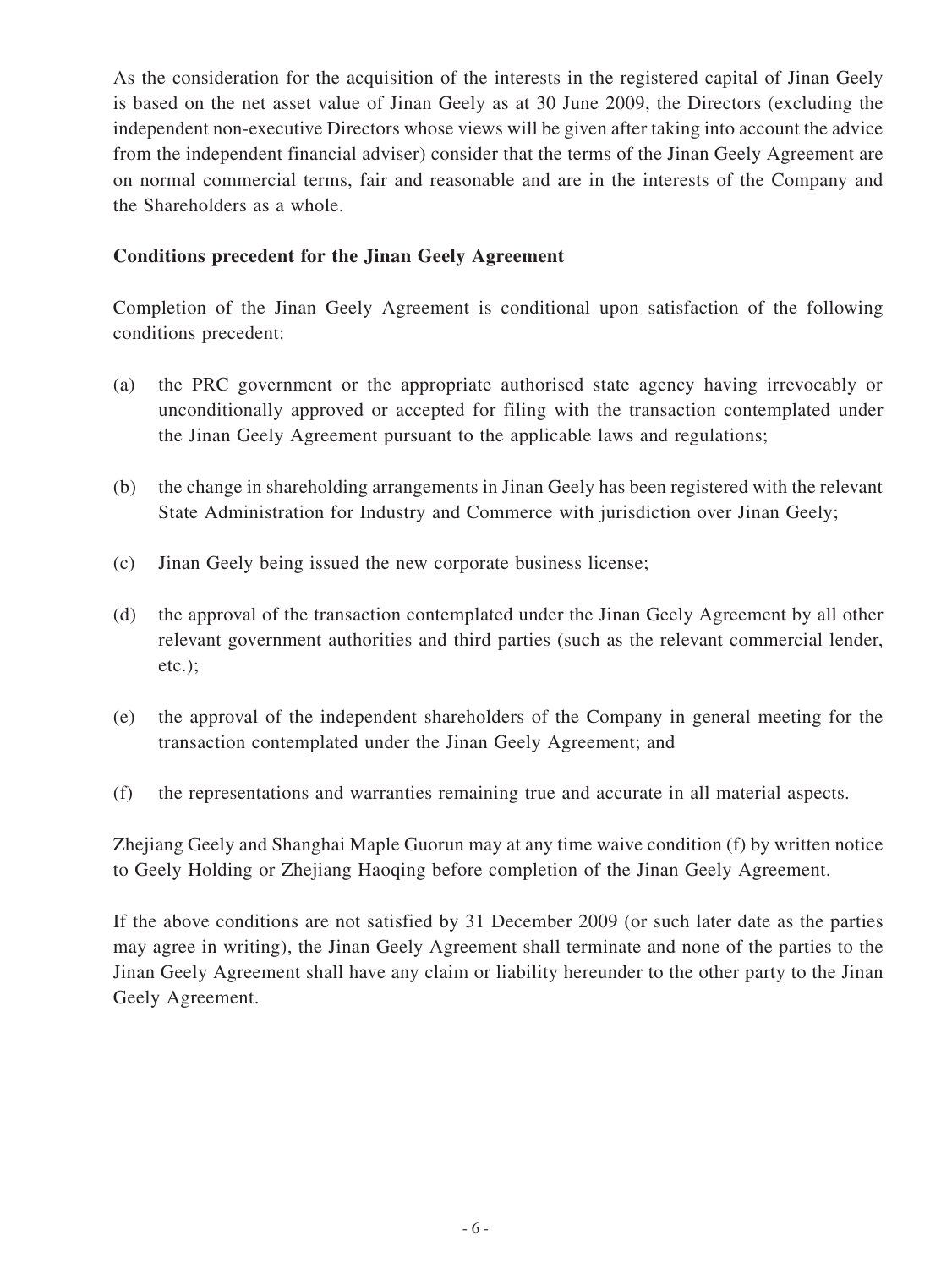As the consideration for the acquisition of the interests in the registered capital of Jinan Geely is based on the net asset value of Jinan Geely as at 30 June 2009, the Directors (excluding the independent non-executive Directors whose views will be given after taking into account the advice from the independent financial adviser) consider that the terms of the Jinan Geely Agreement are on normal commercial terms, fair and reasonable and are in the interests of the Company and the Shareholders as a whole.

**Conditions precedent for the Jinan Geely Agreement**

Completion of the Jinan Geely Agreement is conditional upon satisfaction of the following conditions precedent:

(a) the PRC government or the appropriate authorised state agency having irrevocably or unconditionally approved or accepted for filing with the transaction contemplated under the Jinan Geely Agreement pursuant to the applicable laws and regulations;

(b) the change in shareholding arrangements in Jinan Geely has been registered with the relevant State Administration for Industry and Commerce with jurisdiction over Jinan Geely;

(c) Jinan Geely being issued the new corporate business license;

(d) the approval of the transaction contemplated under the Jinan Geely Agreement by all other relevant government authorities and third parties (such as the relevant commercial lender, etc.);

(e) the approval of the independent shareholders of the Company in general meeting for the transaction contemplated under the Jinan Geely Agreement; and

(f) the representations and warranties remaining true and accurate in all material aspects.

Zhejiang Geely and Shanghai Maple Guorun may at any time waive condition (f) by written notice to Geely Holding or Zhejiang Haoqing before completion of the Jinan Geely Agreement.

If the above conditions are not satisfied by 31 December 2009 (or such later date as the parties may agree in writing), the Jinan Geely Agreement shall terminate and none of the parties to the Jinan Geely Agreement shall have any claim or liability hereunder to the other party to the Jinan Geely Agreement.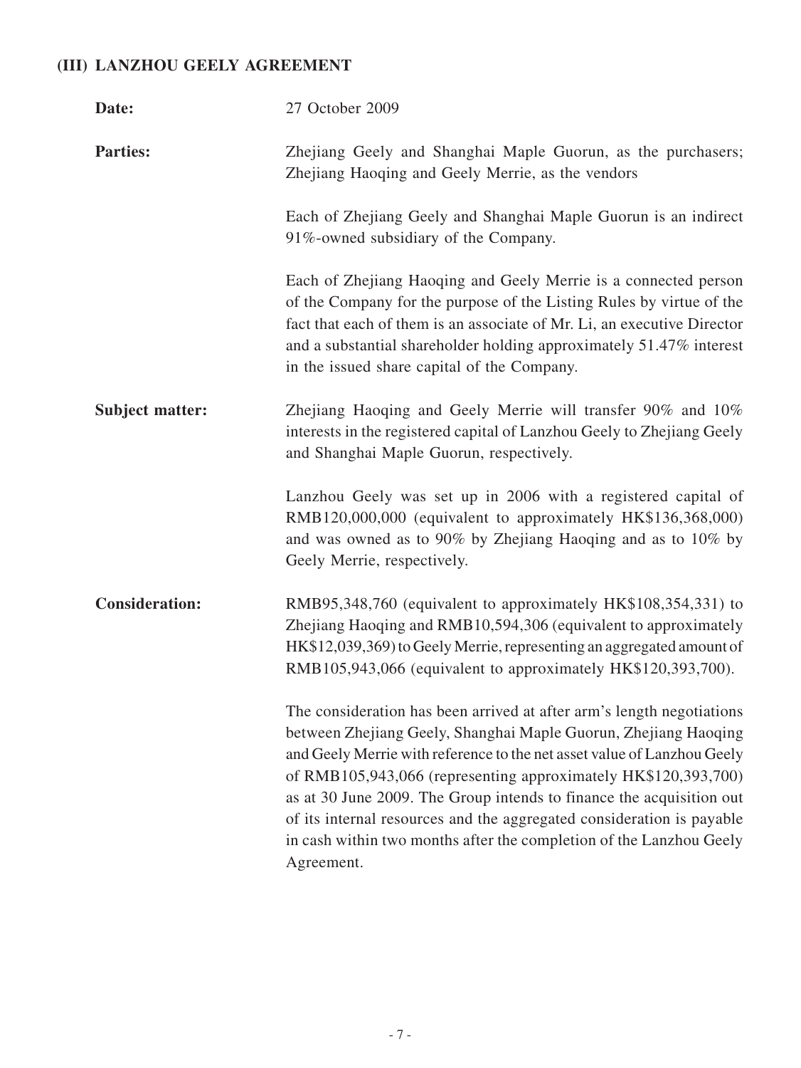### (III) LANZHOU GEELY AGREEMENT

**Date:** 27 October 2009

**Parties:** Zhejiang Geely and Shanghai Maple Guorun, as the purchasers; Zhejiang Haoqing and Geely Merrie, as the vendors

Each of Zhejiang Geely and Shanghai Maple Guorun is an indirect 91%-owned subsidiary of the Company.

Each of Zhejiang Haoqing and Geely Merrie is a connected person of the Company for the purpose of the Listing Rules by virtue of the fact that each of them is an associate of Mr. Li, an executive Director and a substantial shareholder holding approximately 51.47% interest in the issued share capital of the Company.

**Subject matter:** Zhejiang Haoqing and Geely Merrie will transfer 90% and 10% interests in the registered capital of Lanzhou Geely to Zhejiang Geely and Shanghai Maple Guorun, respectively.

Lanzhou Geely was set up in 2006 with a registered capital of RMB120,000,000 (equivalent to approximately HK$136,368,000) and was owned as to 90% by Zhejiang Haoqing and as to 10% by Geely Merrie, respectively.

**Consideration:** RMB95,348,760 (equivalent to approximately HK$108,354,331) to Zhejiang Haoqing and RMB10,594,306 (equivalent to approximately HK$12,039,369) to Geely Merrie, representing an aggregated amount of RMB105,943,066 (equivalent to approximately HK$120,393,700).

The consideration has been arrived at after arm's length negotiations between Zhejiang Geely, Shanghai Maple Guorun, Zhejiang Haoqing and Geely Merrie with reference to the net asset value of Lanzhou Geely of RMB105,943,066 (representing approximately HK$120,393,700) as at 30 June 2009. The Group intends to finance the acquisition out of its internal resources and the aggregated consideration is payable in cash within two months after the completion of the Lanzhou Geely Agreement.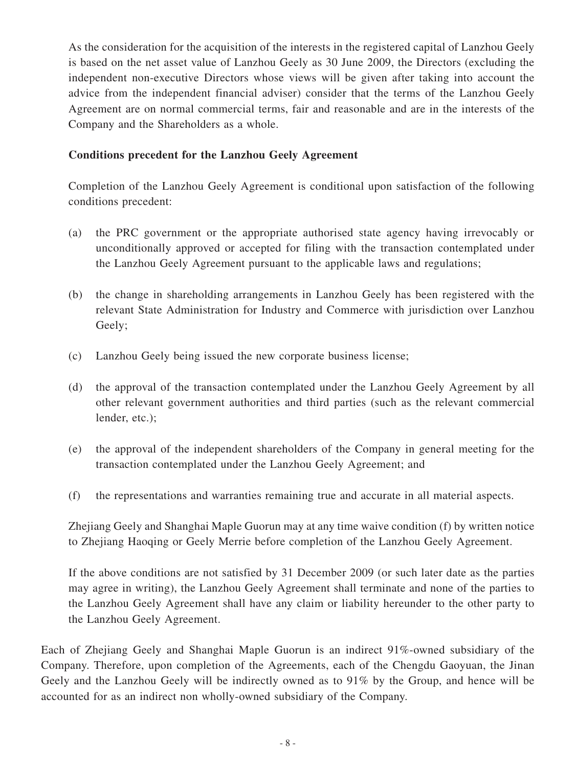As the consideration for the acquisition of the interests in the registered capital of Lanzhou Geely is based on the net asset value of Lanzhou Geely as 30 June 2009, the Directors (excluding the independent non-executive Directors whose views will be given after taking into account the advice from the independent financial adviser) consider that the terms of the Lanzhou Geely Agreement are on normal commercial terms, fair and reasonable and are in the interests of the Company and the Shareholders as a whole.

**Conditions precedent for the Lanzhou Geely Agreement**

Completion of the Lanzhou Geely Agreement is conditional upon satisfaction of the following conditions precedent:

(a) the PRC government or the appropriate authorised state agency having irrevocably or unconditionally approved or accepted for filing with the transaction contemplated under the Lanzhou Geely Agreement pursuant to the applicable laws and regulations;

(b) the change in shareholding arrangements in Lanzhou Geely has been registered with the relevant State Administration for Industry and Commerce with jurisdiction over Lanzhou Geely;

(c) Lanzhou Geely being issued the new corporate business license;

(d) the approval of the transaction contemplated under the Lanzhou Geely Agreement by all other relevant government authorities and third parties (such as the relevant commercial lender, etc.);

(e) the approval of the independent shareholders of the Company in general meeting for the transaction contemplated under the Lanzhou Geely Agreement; and

(f) the representations and warranties remaining true and accurate in all material aspects.

Zhejiang Geely and Shanghai Maple Guorun may at any time waive condition (f) by written notice to Zhejiang Haoqing or Geely Merrie before completion of the Lanzhou Geely Agreement.

If the above conditions are not satisfied by 31 December 2009 (or such later date as the parties may agree in writing), the Lanzhou Geely Agreement shall terminate and none of the parties to the Lanzhou Geely Agreement shall have any claim or liability hereunder to the other party to the Lanzhou Geely Agreement.

Each of Zhejiang Geely and Shanghai Maple Guorun is an indirect 91%-owned subsidiary of the Company. Therefore, upon completion of the Agreements, each of the Chengdu Gaoyuan, the Jinan Geely and the Lanzhou Geely will be indirectly owned as to 91% by the Group, and hence will be accounted for as an indirect non wholly-owned subsidiary of the Company.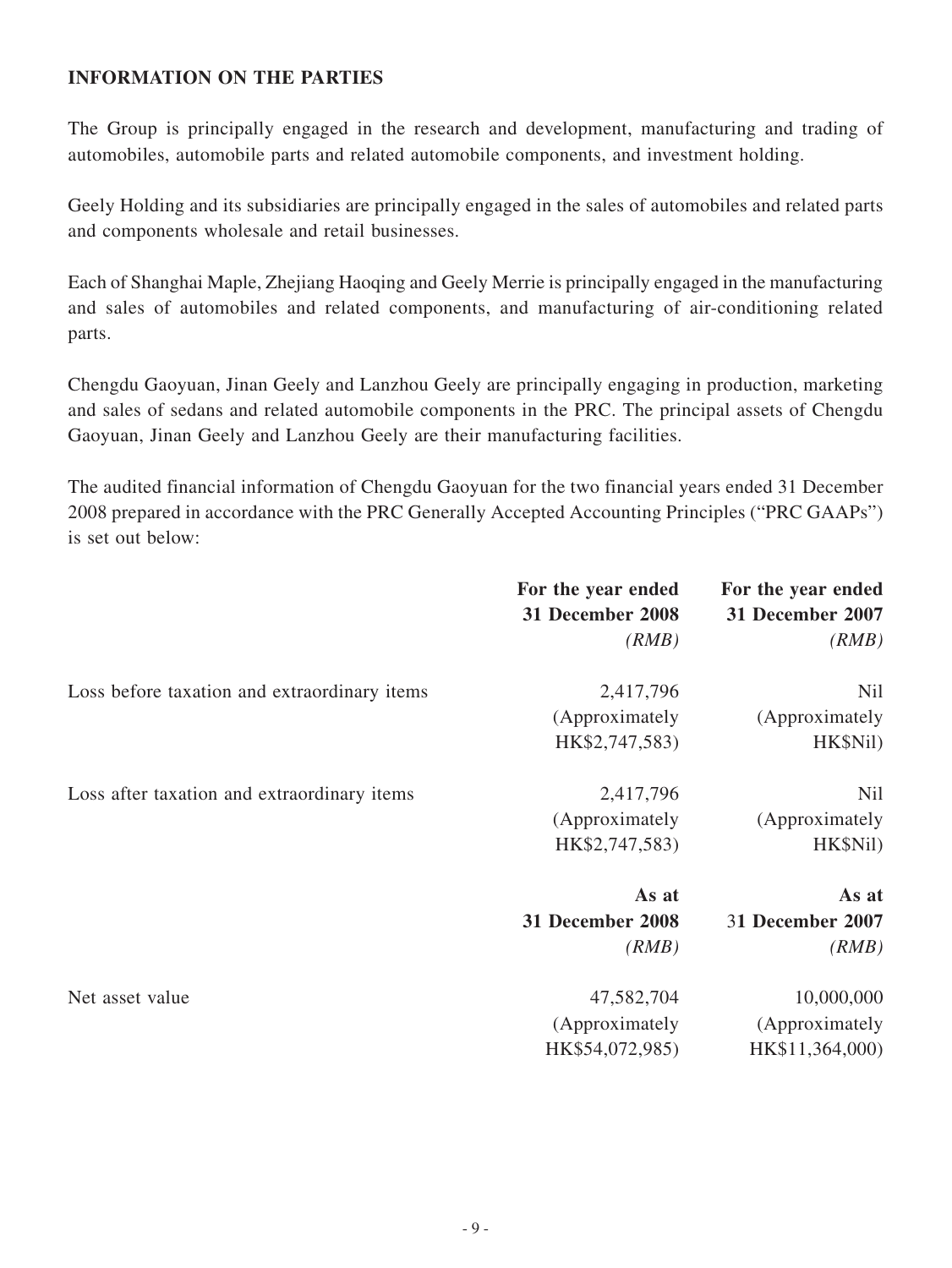**INFORMATION ON THE PARTIES**

The Group is principally engaged in the research and development, manufacturing and trading of automobiles, automobile parts and related automobile components, and investment holding.

Geely Holding and its subsidiaries are principally engaged in the sales of automobiles and related parts and components wholesale and retail businesses.

Each of Shanghai Maple, Zhejiang Haoqing and Geely Merrie is principally engaged in the manufacturing and sales of automobiles and related components, and manufacturing of air-conditioning related parts.

Chengdu Gaoyuan, Jinan Geely and Lanzhou Geely are principally engaging in production, marketing and sales of sedans and related automobile components in the PRC. The principal assets of Chengdu Gaoyuan, Jinan Geely and Lanzhou Geely are their manufacturing facilities.

The audited financial information of Chengdu Gaoyuan for the two financial years ended 31 December 2008 prepared in accordance with the PRC Generally Accepted Accounting Principles ("PRC GAAPs") is set out below:

| | For the year ended 31 December 2008 *(RMB)* | For the year ended 31 December 2007 *(RMB)* |
|---|---|---|
| Loss before taxation and extraordinary items | 2,417,796 (Approximately HK$2,747,583) | Nil (Approximately HK$Nil) |
| Loss after taxation and extraordinary items | 2,417,796 (Approximately HK$2,747,583) | Nil (Approximately HK$Nil) |
| | **As at 31 December 2008** *(RMB)* | **As at 31 December 2007** *(RMB)* |
| Net asset value | 47,582,704 (Approximately HK$54,072,985) | 10,000,000 (Approximately HK$11,364,000) |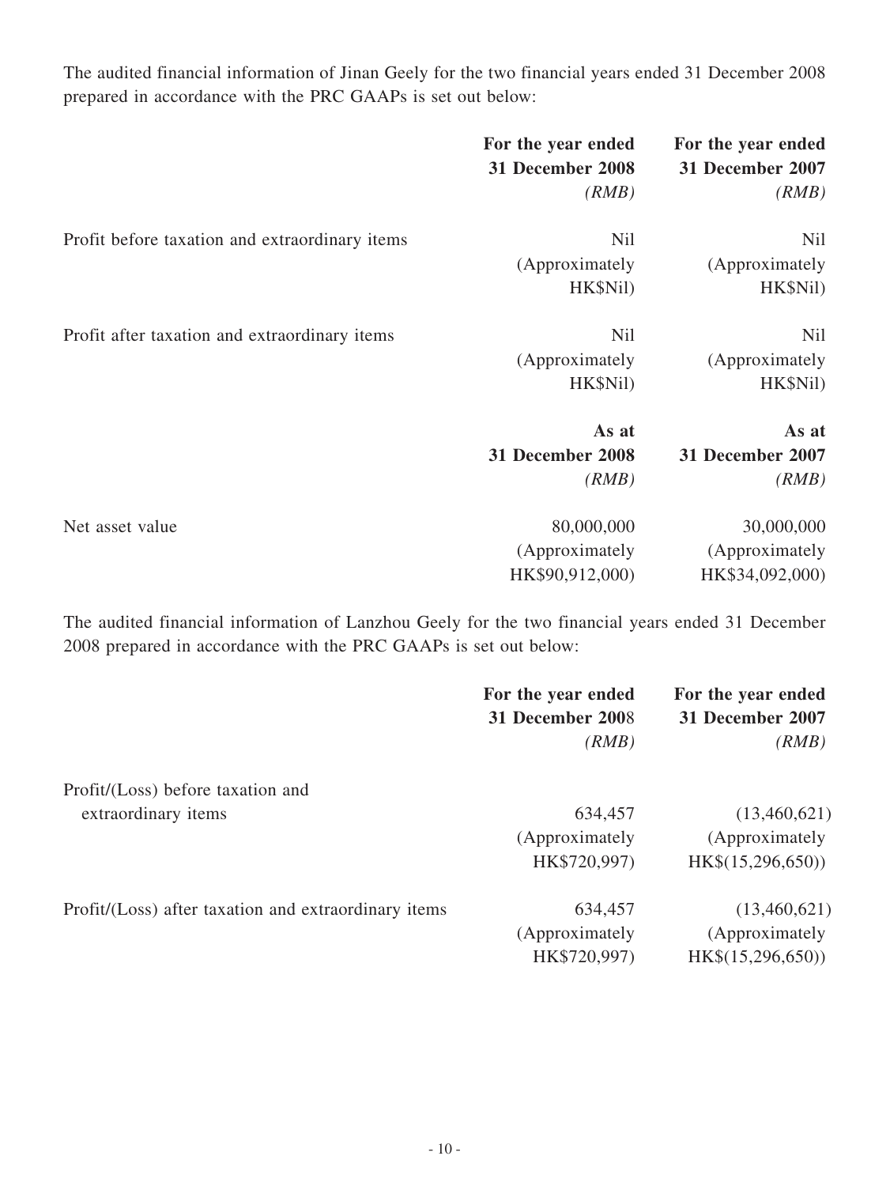The audited financial information of Jinan Geely for the two financial years ended 31 December 2008 prepared in accordance with the PRC GAAPs is set out below:

| | **For the year ended 31 December 2008** *(RMB)* | **For the year ended 31 December 2007** *(RMB)* |
|---|---|---|
| Profit before taxation and extraordinary items | Nil (Approximately HK$Nil) | Nil (Approximately HK$Nil) |
| Profit after taxation and extraordinary items | Nil (Approximately HK$Nil) | Nil (Approximately HK$Nil) |
| | **As at 31 December 2008** *(RMB)* | **As at 31 December 2007** *(RMB)* |
| Net asset value | 80,000,000 (Approximately HK$90,912,000) | 30,000,000 (Approximately HK$34,092,000) |

The audited financial information of Lanzhou Geely for the two financial years ended 31 December 2008 prepared in accordance with the PRC GAAPs is set out below:

| | **For the year ended 31 December 2008** *(RMB)* | **For the year ended 31 December 2007** *(RMB)* |
|---|---|---|
| Profit/(Loss) before taxation and extraordinary items | 634,457 (Approximately HK$720,997) | (13,460,621) (Approximately HK$(15,296,650)) |
| Profit/(Loss) after taxation and extraordinary items | 634,457 (Approximately HK$720,997) | (13,460,621) (Approximately HK$(15,296,650)) |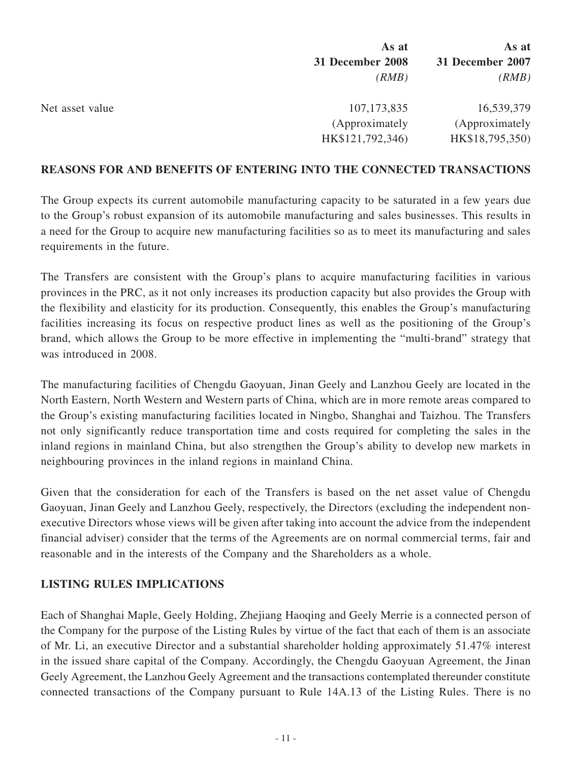| | As at 31 December 2008 (RMB) | As at 31 December 2007 (RMB) |
|---|---|---|
| Net asset value | 107,173,835 (Approximately HK$121,792,346) | 16,539,379 (Approximately HK$18,795,350) |

## REASONS FOR AND BENEFITS OF ENTERING INTO THE CONNECTED TRANSACTIONS

The Group expects its current automobile manufacturing capacity to be saturated in a few years due to the Group's robust expansion of its automobile manufacturing and sales businesses. This results in a need for the Group to acquire new manufacturing facilities so as to meet its manufacturing and sales requirements in the future.

The Transfers are consistent with the Group's plans to acquire manufacturing facilities in various provinces in the PRC, as it not only increases its production capacity but also provides the Group with the flexibility and elasticity for its production. Consequently, this enables the Group's manufacturing facilities increasing its focus on respective product lines as well as the positioning of the Group's brand, which allows the Group to be more effective in implementing the "multi-brand" strategy that was introduced in 2008.

The manufacturing facilities of Chengdu Gaoyuan, Jinan Geely and Lanzhou Geely are located in the North Eastern, North Western and Western parts of China, which are in more remote areas compared to the Group's existing manufacturing facilities located in Ningbo, Shanghai and Taizhou. The Transfers not only significantly reduce transportation time and costs required for completing the sales in the inland regions in mainland China, but also strengthen the Group's ability to develop new markets in neighbouring provinces in the inland regions in mainland China.

Given that the consideration for each of the Transfers is based on the net asset value of Chengdu Gaoyuan, Jinan Geely and Lanzhou Geely, respectively, the Directors (excluding the independent non-executive Directors whose views will be given after taking into account the advice from the independent financial adviser) consider that the terms of the Agreements are on normal commercial terms, fair and reasonable and in the interests of the Company and the Shareholders as a whole.

## LISTING RULES IMPLICATIONS

Each of Shanghai Maple, Geely Holding, Zhejiang Haoqing and Geely Merrie is a connected person of the Company for the purpose of the Listing Rules by virtue of the fact that each of them is an associate of Mr. Li, an executive Director and a substantial shareholder holding approximately 51.47% interest in the issued share capital of the Company. Accordingly, the Chengdu Gaoyuan Agreement, the Jinan Geely Agreement, the Lanzhou Geely Agreement and the transactions contemplated thereunder constitute connected transactions of the Company pursuant to Rule 14A.13 of the Listing Rules. There is no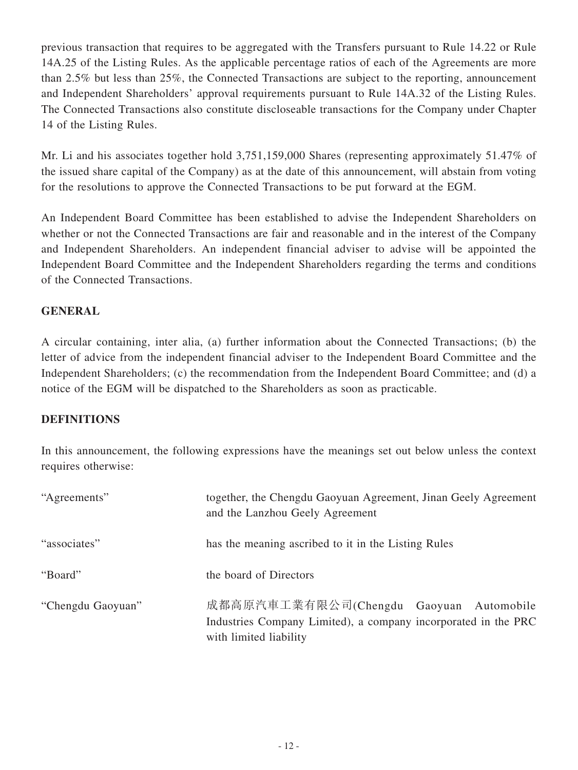previous transaction that requires to be aggregated with the Transfers pursuant to Rule 14.22 or Rule 14A.25 of the Listing Rules. As the applicable percentage ratios of each of the Agreements are more than 2.5% but less than 25%, the Connected Transactions are subject to the reporting, announcement and Independent Shareholders' approval requirements pursuant to Rule 14A.32 of the Listing Rules. The Connected Transactions also constitute discloseable transactions for the Company under Chapter 14 of the Listing Rules.

Mr. Li and his associates together hold 3,751,159,000 Shares (representing approximately 51.47% of the issued share capital of the Company) as at the date of this announcement, will abstain from voting for the resolutions to approve the Connected Transactions to be put forward at the EGM.

An Independent Board Committee has been established to advise the Independent Shareholders on whether or not the Connected Transactions are fair and reasonable and in the interest of the Company and Independent Shareholders. An independent financial adviser to advise will be appointed the Independent Board Committee and the Independent Shareholders regarding the terms and conditions of the Connected Transactions.

## GENERAL

A circular containing, inter alia, (a) further information about the Connected Transactions; (b) the letter of advice from the independent financial adviser to the Independent Board Committee and the Independent Shareholders; (c) the recommendation from the Independent Board Committee; and (d) a notice of the EGM will be dispatched to the Shareholders as soon as practicable.

## DEFINITIONS

In this announcement, the following expressions have the meanings set out below unless the context requires otherwise:

| | |
|---|---|
| "Agreements" | together, the Chengdu Gaoyuan Agreement, Jinan Geely Agreement and the Lanzhou Geely Agreement |
| "associates" | has the meaning ascribed to it in the Listing Rules |
| "Board" | the board of Directors |
| "Chengdu Gaoyuan" | 成都高原汽車工業有限公司(Chengdu Gaoyuan Automobile Industries Company Limited), a company incorporated in the PRC with limited liability |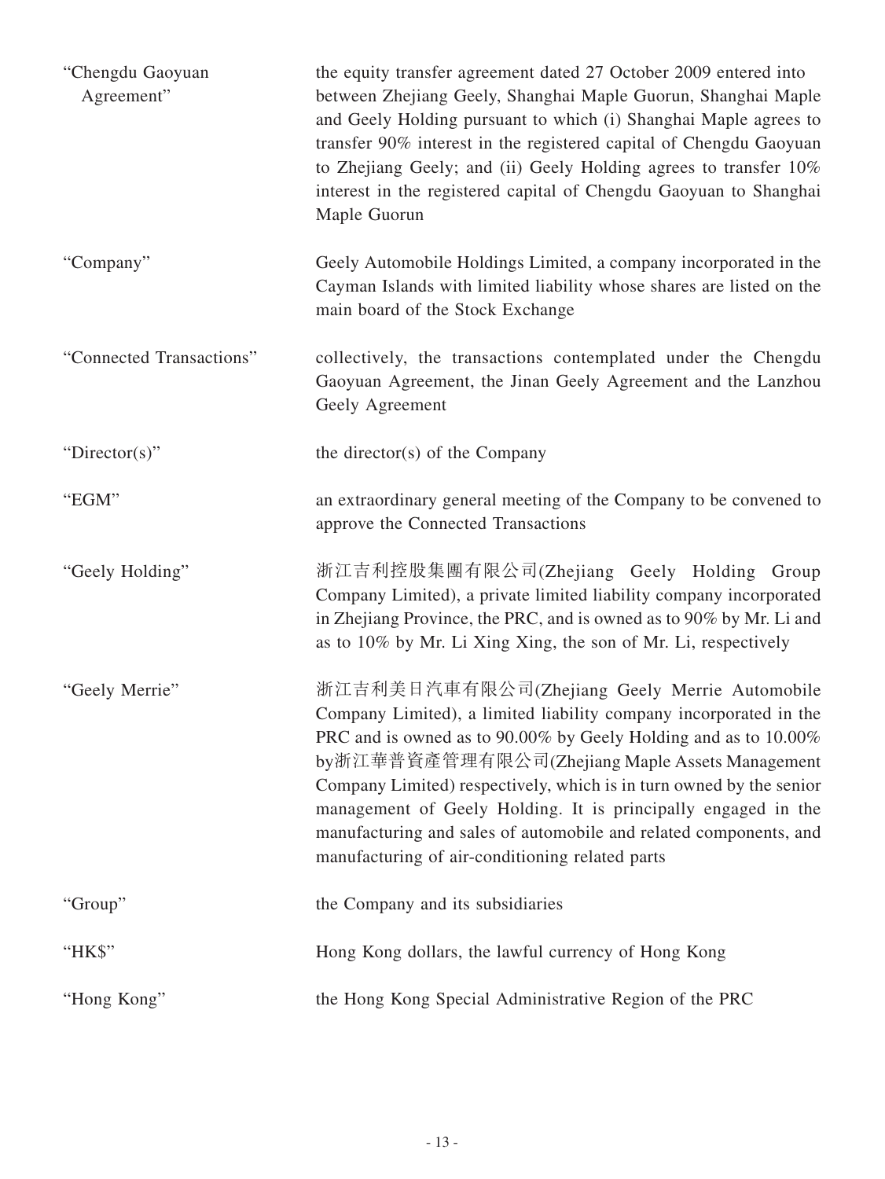| | |
|---|---|
| "Chengdu Gaoyuan Agreement" | the equity transfer agreement dated 27 October 2009 entered into between Zhejiang Geely, Shanghai Maple Guorun, Shanghai Maple and Geely Holding pursuant to which (i) Shanghai Maple agrees to transfer 90% interest in the registered capital of Chengdu Gaoyuan to Zhejiang Geely; and (ii) Geely Holding agrees to transfer 10% interest in the registered capital of Chengdu Gaoyuan to Shanghai Maple Guorun |
| "Company" | Geely Automobile Holdings Limited, a company incorporated in the Cayman Islands with limited liability whose shares are listed on the main board of the Stock Exchange |
| "Connected Transactions" | collectively, the transactions contemplated under the Chengdu Gaoyuan Agreement, the Jinan Geely Agreement and the Lanzhou Geely Agreement |
| "Director(s)" | the director(s) of the Company |
| "EGM" | an extraordinary general meeting of the Company to be convened to approve the Connected Transactions |
| "Geely Holding" | 浙江吉利控股集團有限公司(Zhejiang Geely Holding Group Company Limited), a private limited liability company incorporated in Zhejiang Province, the PRC, and is owned as to 90% by Mr. Li and as to 10% by Mr. Li Xing Xing, the son of Mr. Li, respectively |
| "Geely Merrie" | 浙江吉利美日汽車有限公司(Zhejiang Geely Merrie Automobile Company Limited), a limited liability company incorporated in the PRC and is owned as to 90.00% by Geely Holding and as to 10.00% by浙江華普資產管理有限公司(Zhejiang Maple Assets Management Company Limited) respectively, which is in turn owned by the senior management of Geely Holding. It is principally engaged in the manufacturing and sales of automobile and related components, and manufacturing of air-conditioning related parts |
| "Group" | the Company and its subsidiaries |
| "HK$" | Hong Kong dollars, the lawful currency of Hong Kong |
| "Hong Kong" | the Hong Kong Special Administrative Region of the PRC |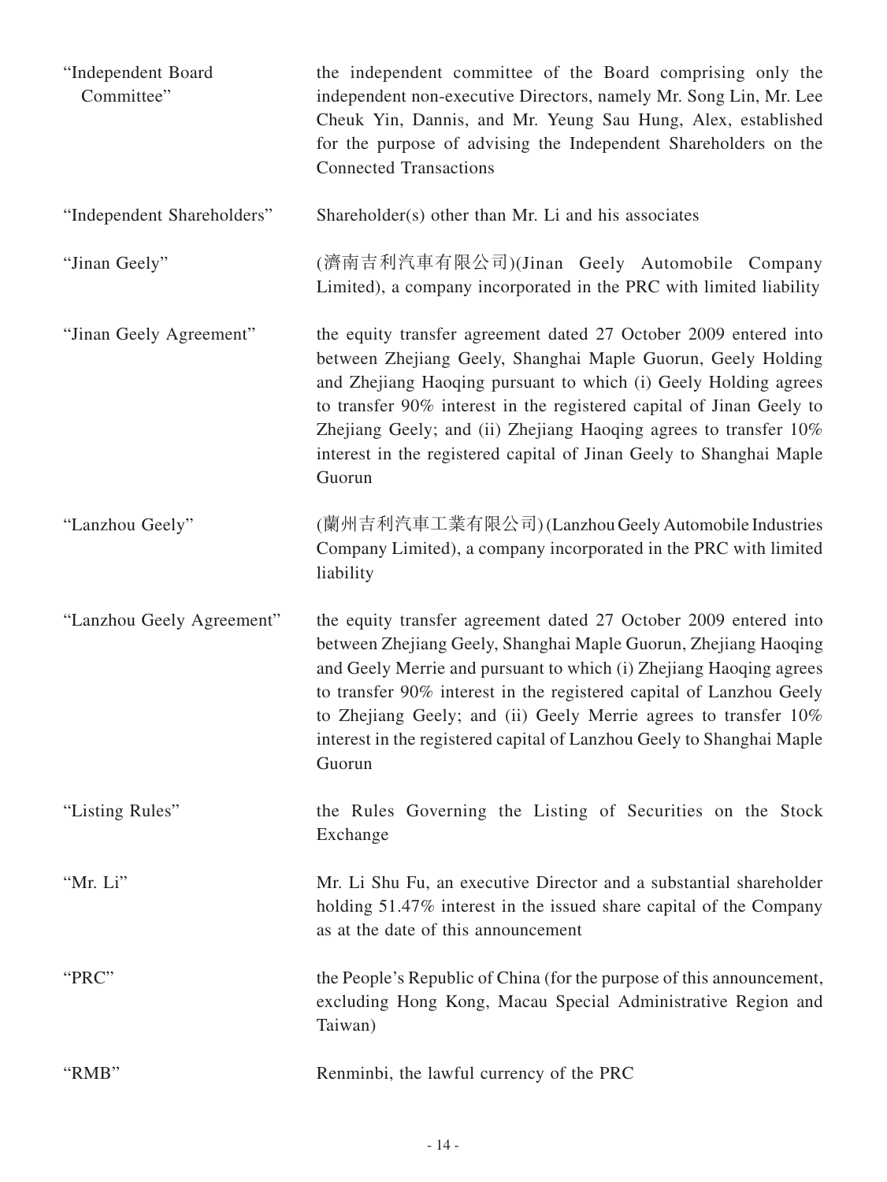| | |
|---|---|
| "Independent Board Committee" | the independent committee of the Board comprising only the independent non-executive Directors, namely Mr. Song Lin, Mr. Lee Cheuk Yin, Dannis, and Mr. Yeung Sau Hung, Alex, established for the purpose of advising the Independent Shareholders on the Connected Transactions |
| "Independent Shareholders" | Shareholder(s) other than Mr. Li and his associates |
| "Jinan Geely" | (濟南吉利汽車有限公司)(Jinan Geely Automobile Company Limited), a company incorporated in the PRC with limited liability |
| "Jinan Geely Agreement" | the equity transfer agreement dated 27 October 2009 entered into between Zhejiang Geely, Shanghai Maple Guorun, Geely Holding and Zhejiang Haoqing pursuant to which (i) Geely Holding agrees to transfer 90% interest in the registered capital of Jinan Geely to Zhejiang Geely; and (ii) Zhejiang Haoqing agrees to transfer 10% interest in the registered capital of Jinan Geely to Shanghai Maple Guorun |
| "Lanzhou Geely" | (蘭州吉利汽車工業有限公司) (Lanzhou Geely Automobile Industries Company Limited), a company incorporated in the PRC with limited liability |
| "Lanzhou Geely Agreement" | the equity transfer agreement dated 27 October 2009 entered into between Zhejiang Geely, Shanghai Maple Guorun, Zhejiang Haoqing and Geely Merrie and pursuant to which (i) Zhejiang Haoqing agrees to transfer 90% interest in the registered capital of Lanzhou Geely to Zhejiang Geely; and (ii) Geely Merrie agrees to transfer 10% interest in the registered capital of Lanzhou Geely to Shanghai Maple Guorun |
| "Listing Rules" | the Rules Governing the Listing of Securities on the Stock Exchange |
| "Mr. Li" | Mr. Li Shu Fu, an executive Director and a substantial shareholder holding 51.47% interest in the issued share capital of the Company as at the date of this announcement |
| "PRC" | the People's Republic of China (for the purpose of this announcement, excluding Hong Kong, Macau Special Administrative Region and Taiwan) |
| "RMB" | Renminbi, the lawful currency of the PRC |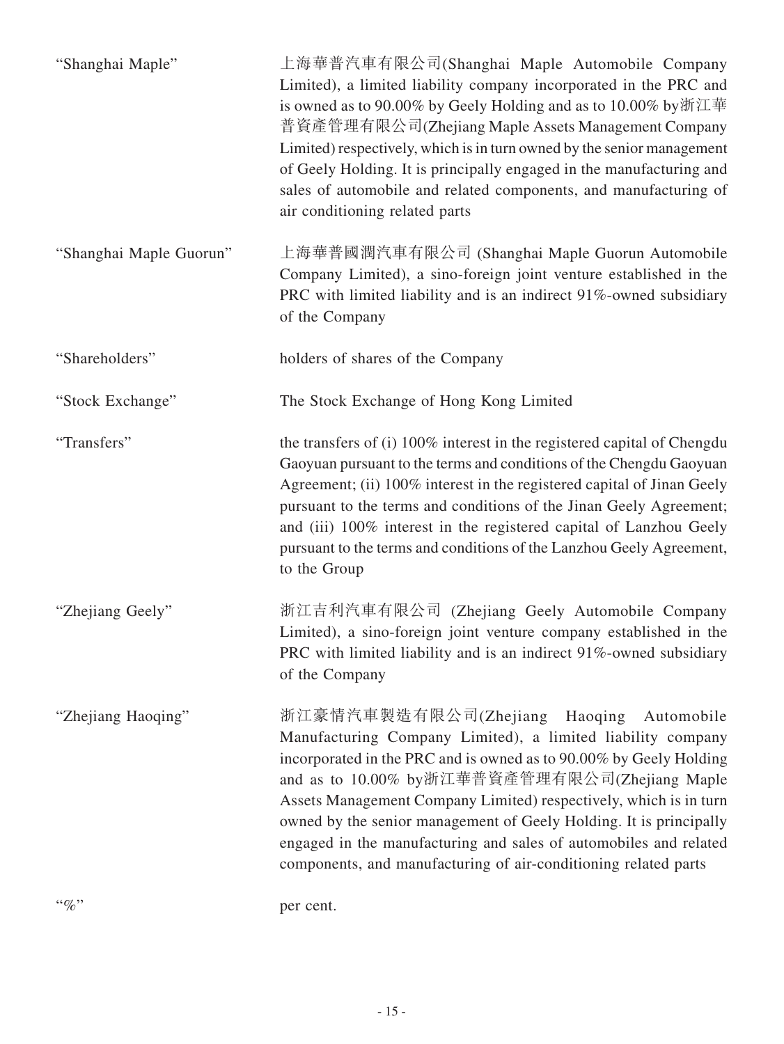| | |
|---|---|
| "Shanghai Maple" | 上海華普汽車有限公司(Shanghai Maple Automobile Company Limited), a limited liability company incorporated in the PRC and is owned as to 90.00% by Geely Holding and as to 10.00% by浙江華普資產管理有限公司(Zhejiang Maple Assets Management Company Limited) respectively, which is in turn owned by the senior management of Geely Holding. It is principally engaged in the manufacturing and sales of automobile and related components, and manufacturing of air conditioning related parts |
| "Shanghai Maple Guorun" | 上海華普國潤汽車有限公司 (Shanghai Maple Guorun Automobile Company Limited), a sino-foreign joint venture established in the PRC with limited liability and is an indirect 91%-owned subsidiary of the Company |
| "Shareholders" | holders of shares of the Company |
| "Stock Exchange" | The Stock Exchange of Hong Kong Limited |
| "Transfers" | the transfers of (i) 100% interest in the registered capital of Chengdu Gaoyuan pursuant to the terms and conditions of the Chengdu Gaoyuan Agreement; (ii) 100% interest in the registered capital of Jinan Geely pursuant to the terms and conditions of the Jinan Geely Agreement; and (iii) 100% interest in the registered capital of Lanzhou Geely pursuant to the terms and conditions of the Lanzhou Geely Agreement, to the Group |
| "Zhejiang Geely" | 浙江吉利汽車有限公司 (Zhejiang Geely Automobile Company Limited), a sino-foreign joint venture company established in the PRC with limited liability and is an indirect 91%-owned subsidiary of the Company |
| "Zhejiang Haoqing" | 浙江豪情汽車製造有限公司(Zhejiang Haoqing Automobile Manufacturing Company Limited), a limited liability company incorporated in the PRC and is owned as to 90.00% by Geely Holding and as to 10.00% by浙江華普資產管理有限公司(Zhejiang Maple Assets Management Company Limited) respectively, which is in turn owned by the senior management of Geely Holding. It is principally engaged in the manufacturing and sales of automobiles and related components, and manufacturing of air-conditioning related parts |
| "%" | per cent. |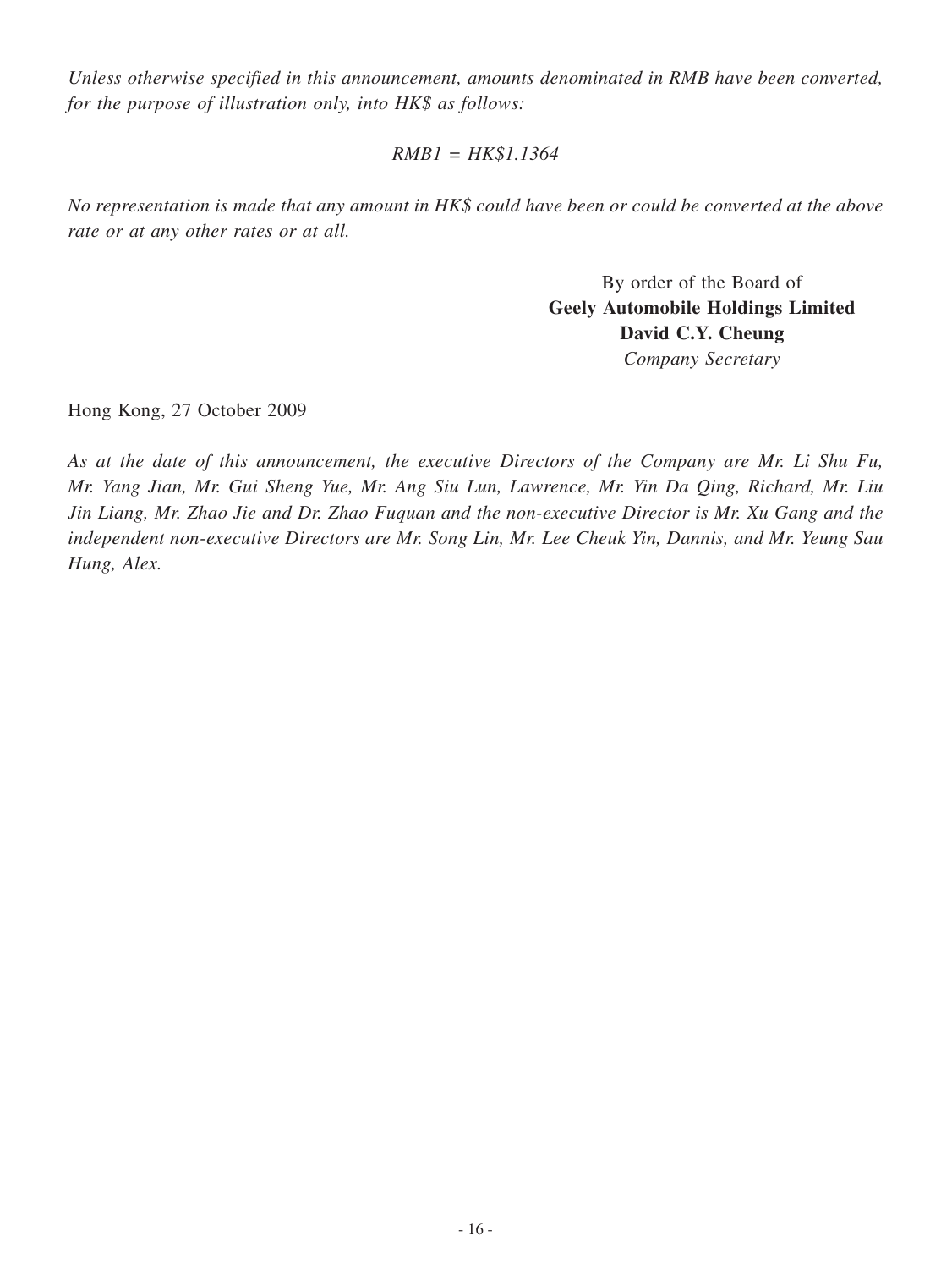*Unless otherwise specified in this announcement, amounts denominated in RMB have been converted, for the purpose of illustration only, into HK$ as follows:*

*RMB1 = HK$1.1364*

*No representation is made that any amount in HK$ could have been or could be converted at the above rate or at any other rates or at all.*

By order of the Board of
**Geely Automobile Holdings Limited**
**David C.Y. Cheung**
*Company Secretary*

Hong Kong, 27 October 2009

*As at the date of this announcement, the executive Directors of the Company are Mr. Li Shu Fu, Mr. Yang Jian, Mr. Gui Sheng Yue, Mr. Ang Siu Lun, Lawrence, Mr. Yin Da Qing, Richard, Mr. Liu Jin Liang, Mr. Zhao Jie and Dr. Zhao Fuquan and the non-executive Director is Mr. Xu Gang and the independent non-executive Directors are Mr. Song Lin, Mr. Lee Cheuk Yin, Dannis, and Mr. Yeung Sau Hung, Alex.*